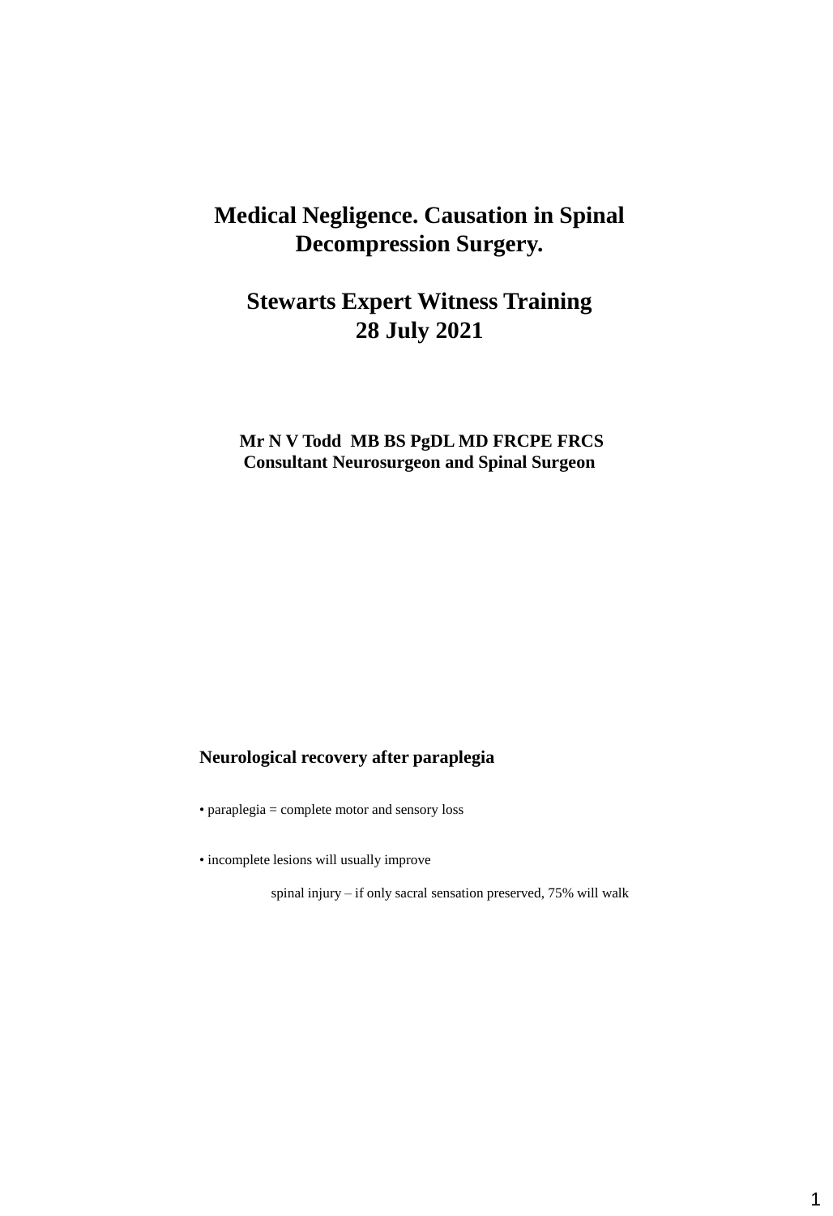# Medical Negligence. Causation in Spinal Decompression Surgery.

## Stewarts Expert Witness Training
## 28 July 2021

**Mr N V Todd MB BS PgDL MD FRCPE FRCS**
**Consultant Neurosurgeon and Spinal Surgeon**

### Neurological recovery after paraplegia

- paraplegia = complete motor and sensory loss
- incomplete lesions will usually improve

    spinal injury – if only sacral sensation preserved, 75% will walk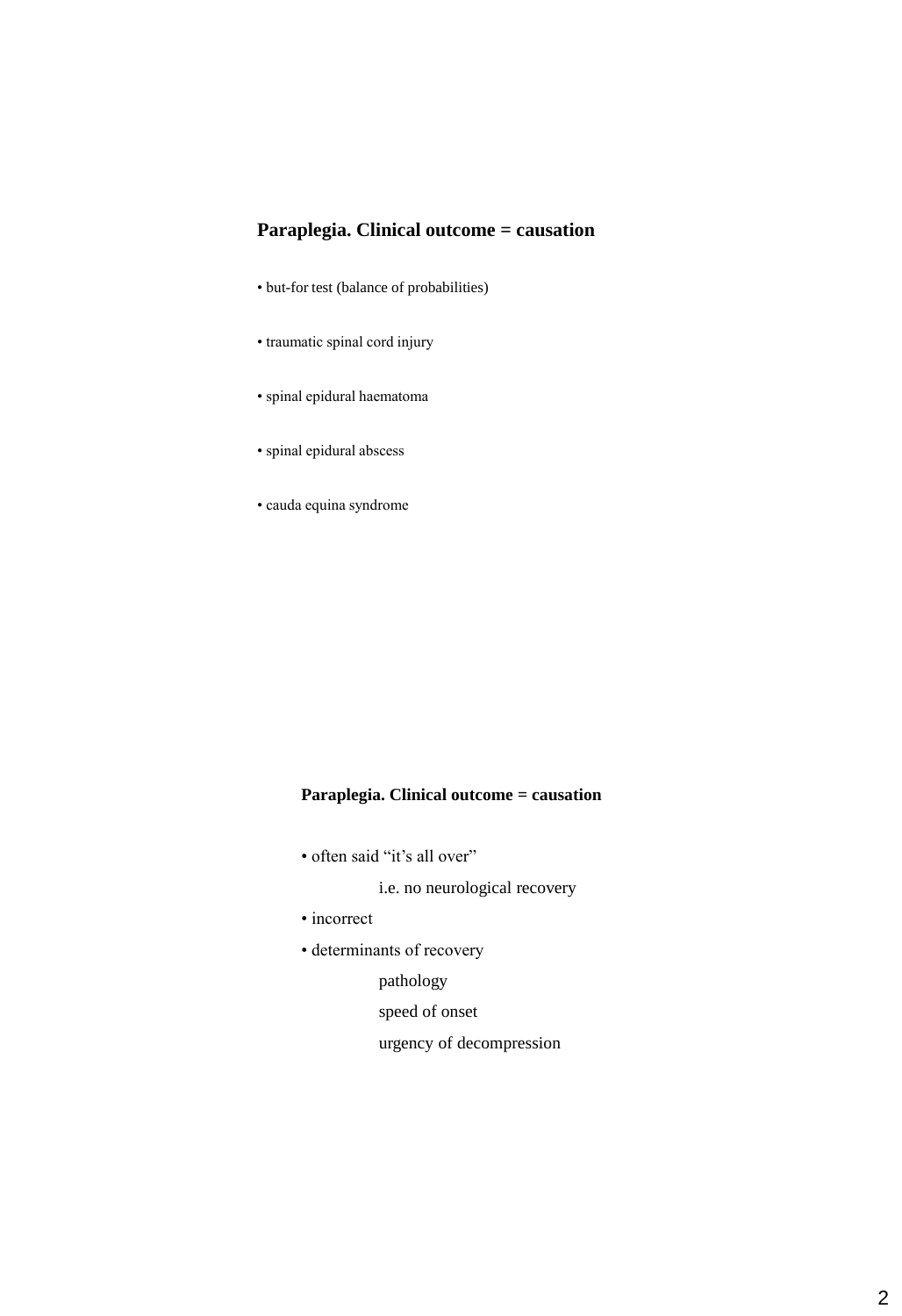## Paraplegia. Clinical outcome = causation

- but-for test (balance of probabilities)
- traumatic spinal cord injury
- spinal epidural haematoma
- spinal epidural abscess
- cauda equina syndrome

## Paraplegia. Clinical outcome = causation

- often said "it's all over"
  - i.e. no neurological recovery
- incorrect
- determinants of recovery
  - pathology
  - speed of onset
  - urgency of decompression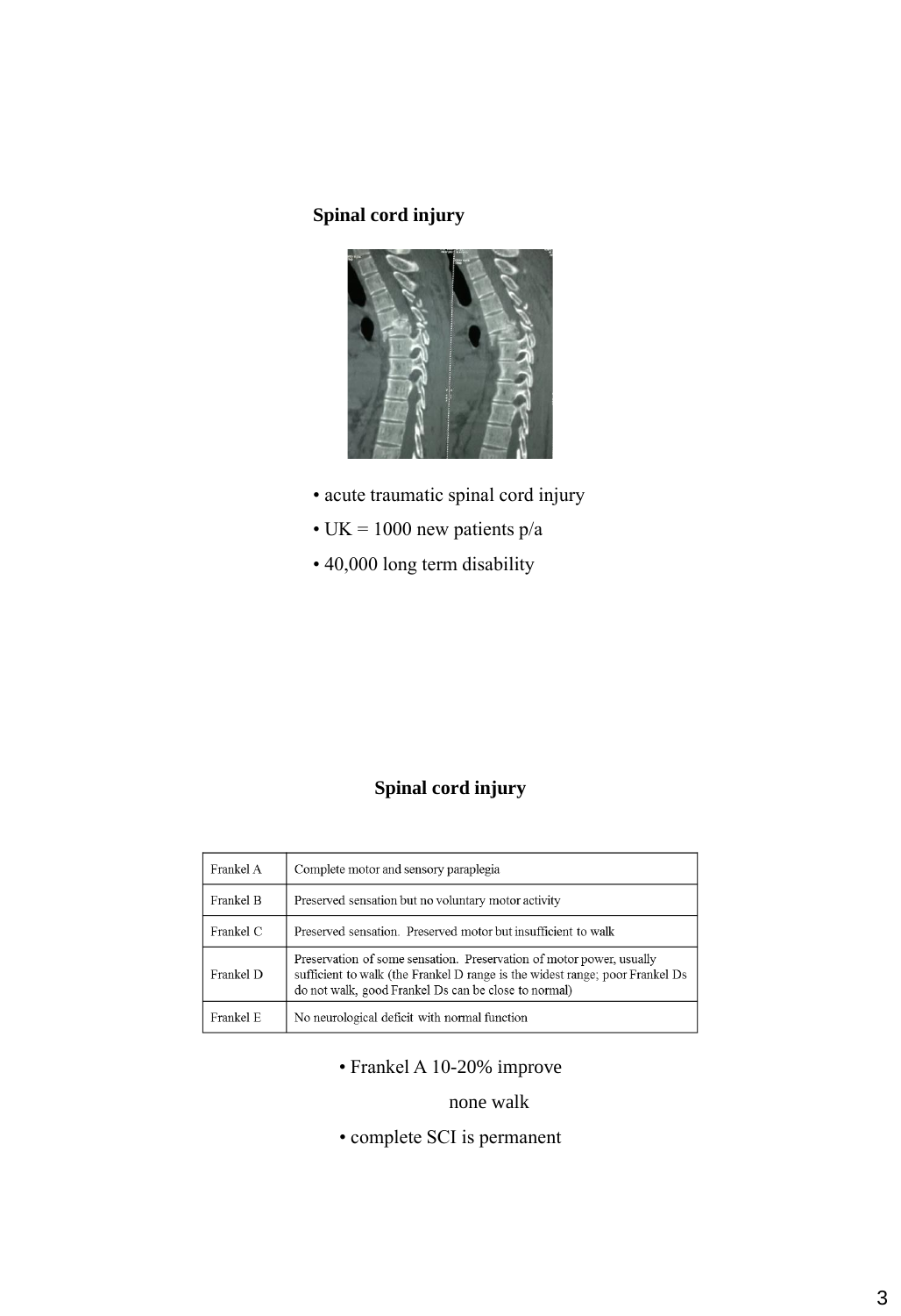## Spinal cord injury

- acute traumatic spinal cord injury
- UK = 1000 new patients p/a
- 40,000 long term disability

## Spinal cord injury

| | |
|---|---|
| Frankel A | Complete motor and sensory paraplegia |
| Frankel B | Preserved sensation but no voluntary motor activity |
| Frankel C | Preserved sensation. Preserved motor but insufficient to walk |
| Frankel D | Preservation of some sensation. Preservation of motor power, usually sufficient to walk (the Frankel D range is the widest range; poor Frankel Ds do not walk, good Frankel Ds can be close to normal) |
| Frankel E | No neurological deficit with normal function |

- Frankel A 10-20% improve

  none walk
- complete SCI is permanent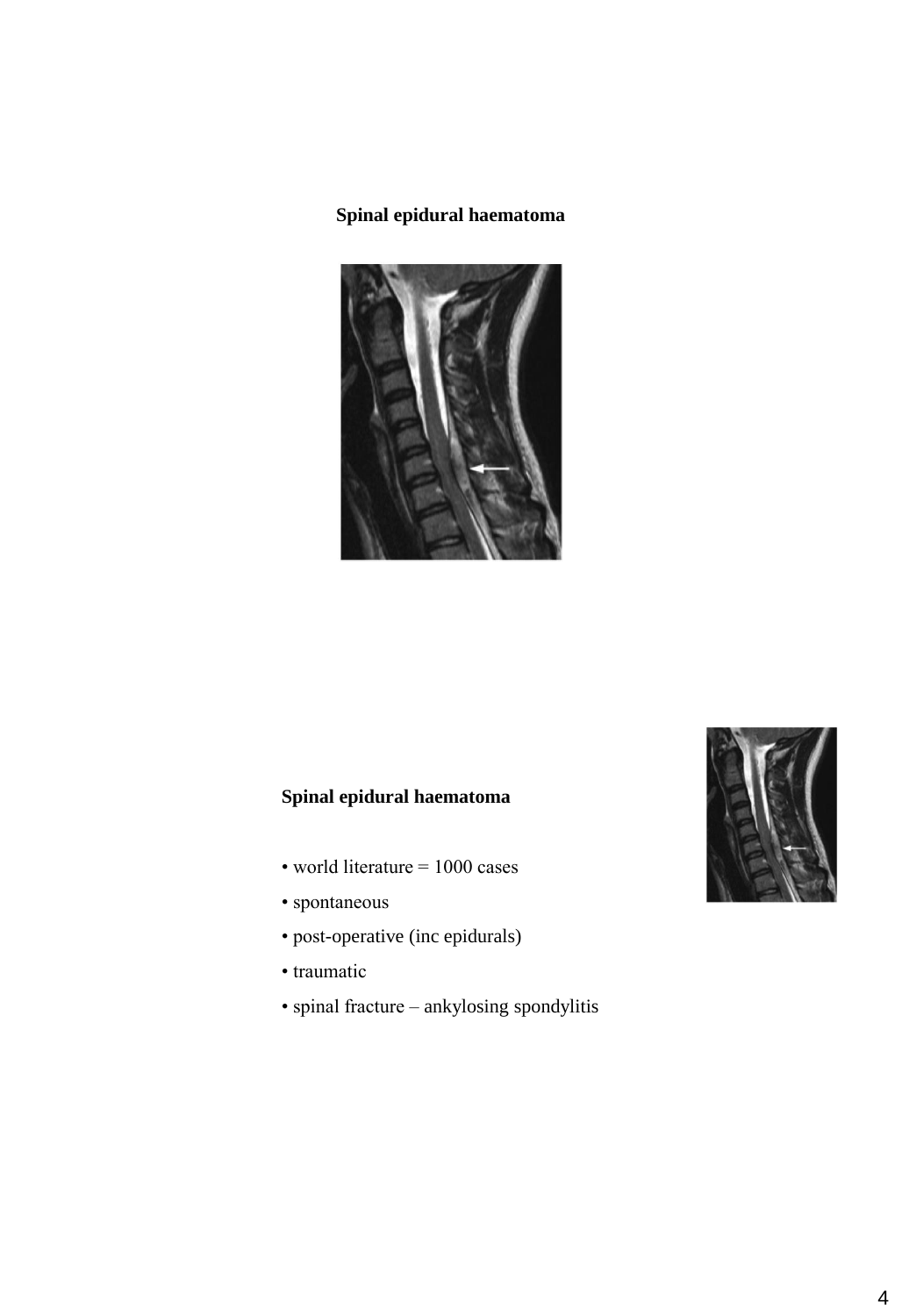**Spinal epidural haematoma**

**Spinal epidural haematoma**

- world literature = 1000 cases
- spontaneous
- post-operative (inc epidurals)
- traumatic
- spinal fracture – ankylosing spondylitis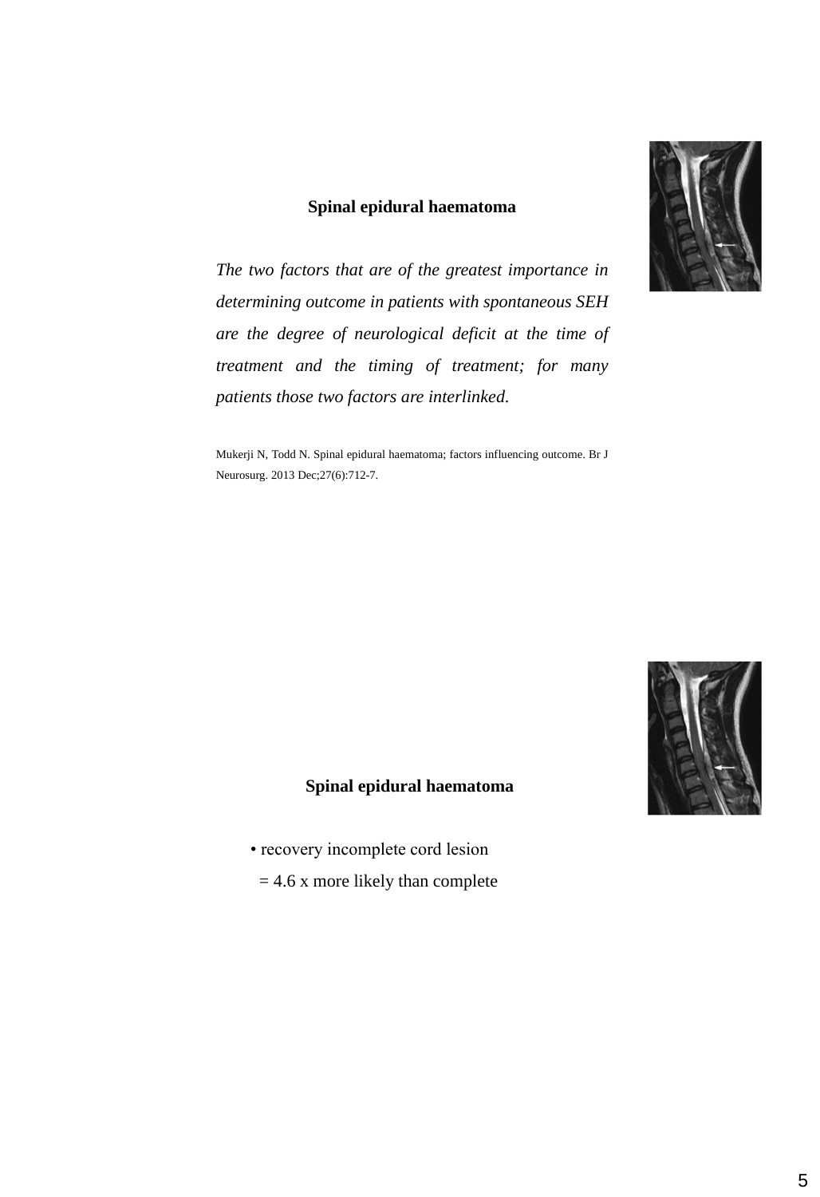## Spinal epidural haematoma

*The two factors that are of the greatest importance in determining outcome in patients with spontaneous SEH are the degree of neurological deficit at the time of treatment and the timing of treatment; for many patients those two factors are interlinked.*

Mukerji N, Todd N. Spinal epidural haematoma; factors influencing outcome. Br J Neurosurg. 2013 Dec;27(6):712-7.

## Spinal epidural haematoma

- recovery incomplete cord lesion
  = 4.6 x more likely than complete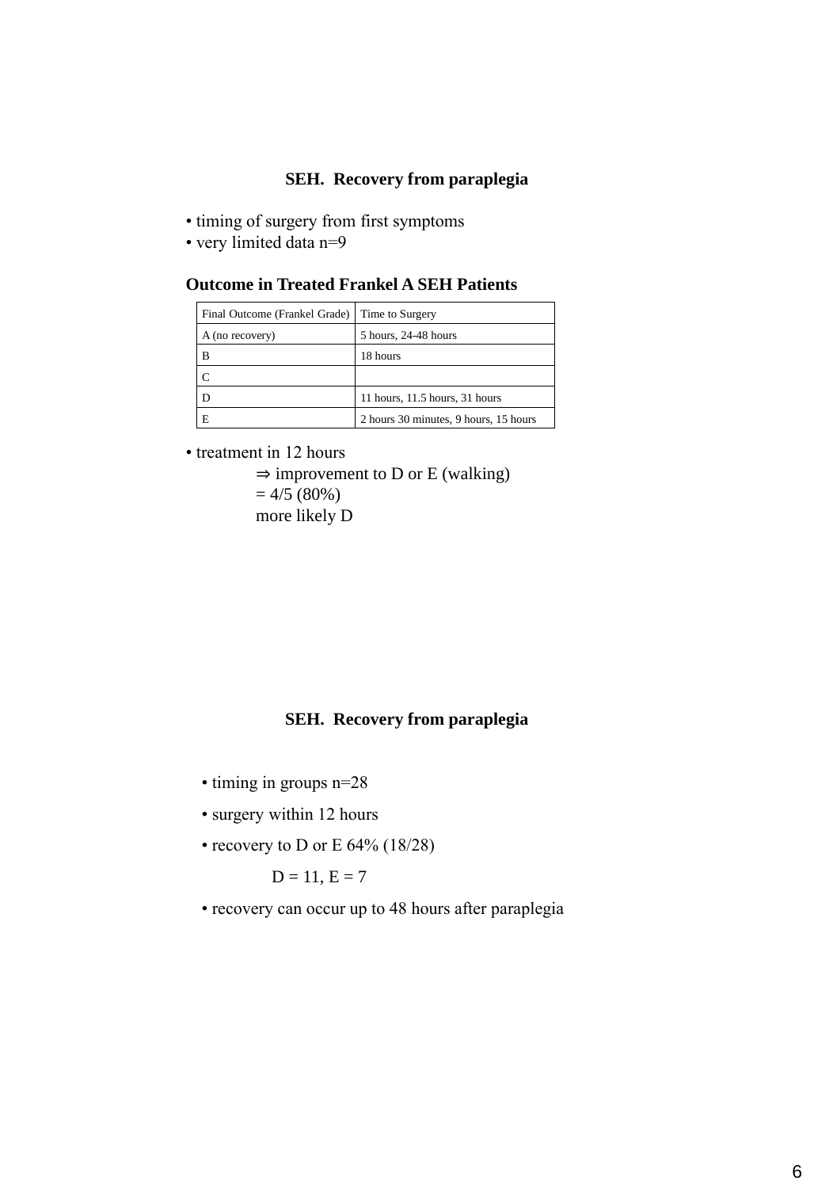## SEH. Recovery from paraplegia

- timing of surgery from first symptoms
- very limited data n=9

**Outcome in Treated Frankel A SEH Patients**

| Final Outcome (Frankel Grade) | Time to Surgery |
|---|---|
| A (no recovery) | 5 hours, 24-48 hours |
| B | 18 hours |
| C | |
| D | 11 hours, 11.5 hours, 31 hours |
| E | 2 hours 30 minutes, 9 hours, 15 hours |

- treatment in 12 hours

  ⇒ improvement to D or E (walking)

  = 4/5 (80%)

  more likely D

## SEH. Recovery from paraplegia

- timing in groups n=28
- surgery within 12 hours
- recovery to D or E 64% (18/28)

  D = 11, E = 7

- recovery can occur up to 48 hours after paraplegia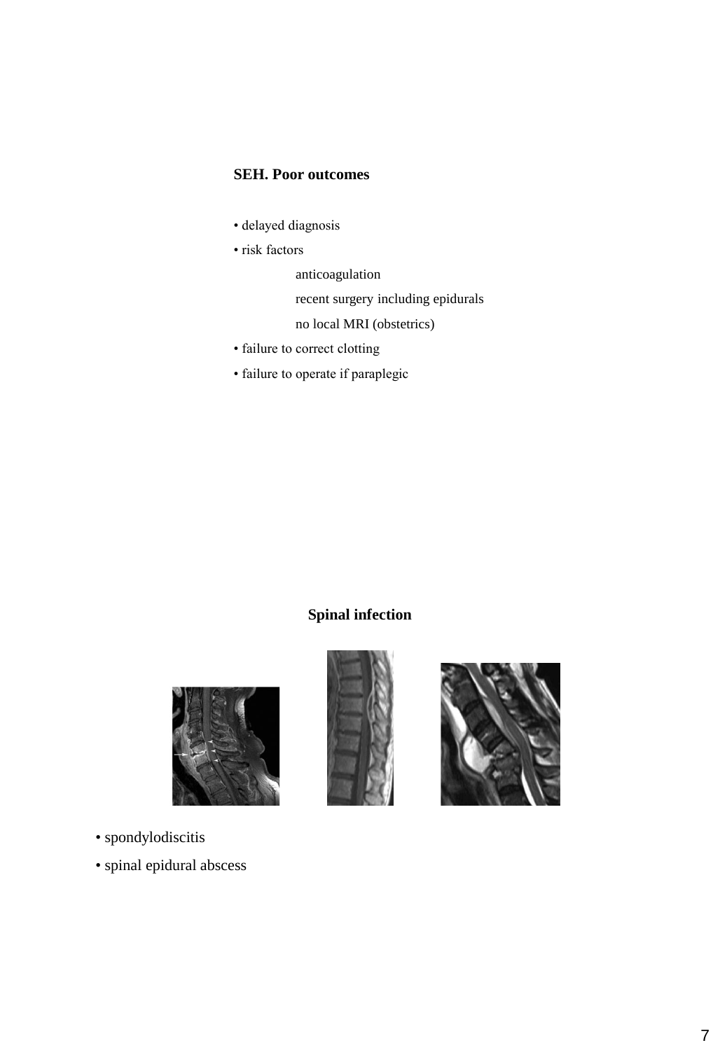**SEH. Poor outcomes**

- delayed diagnosis
- risk factors
  - anticoagulation
  - recent surgery including epidurals
  - no local MRI (obstetrics)
- failure to correct clotting
- failure to operate if paraplegic

**Spinal infection**

- spondylodiscitis
- spinal epidural abscess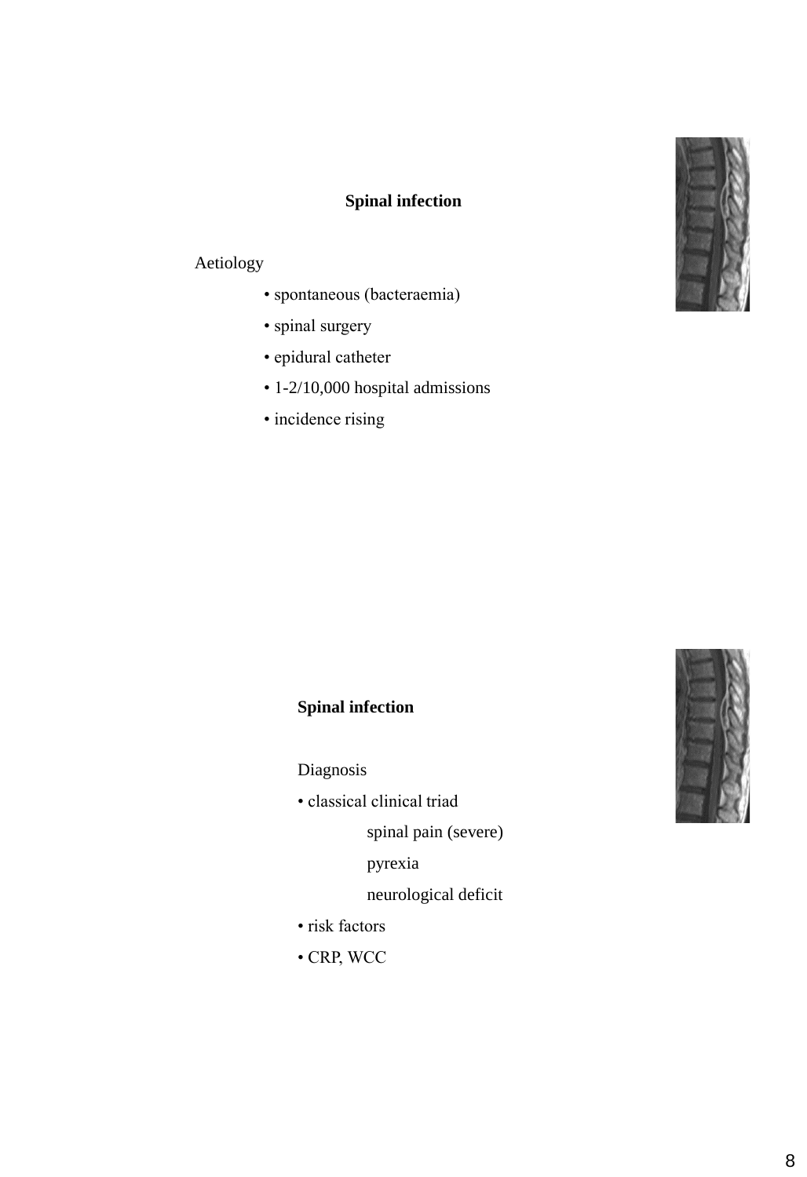## Spinal infection

Aetiology

- spontaneous (bacteraemia)
- spinal surgery
- epidural catheter
- 1-2/10,000 hospital admissions
- incidence rising

## Spinal infection

Diagnosis

- classical clinical triad
  - spinal pain (severe)
  - pyrexia
  - neurological deficit
- risk factors
- CRP, WCC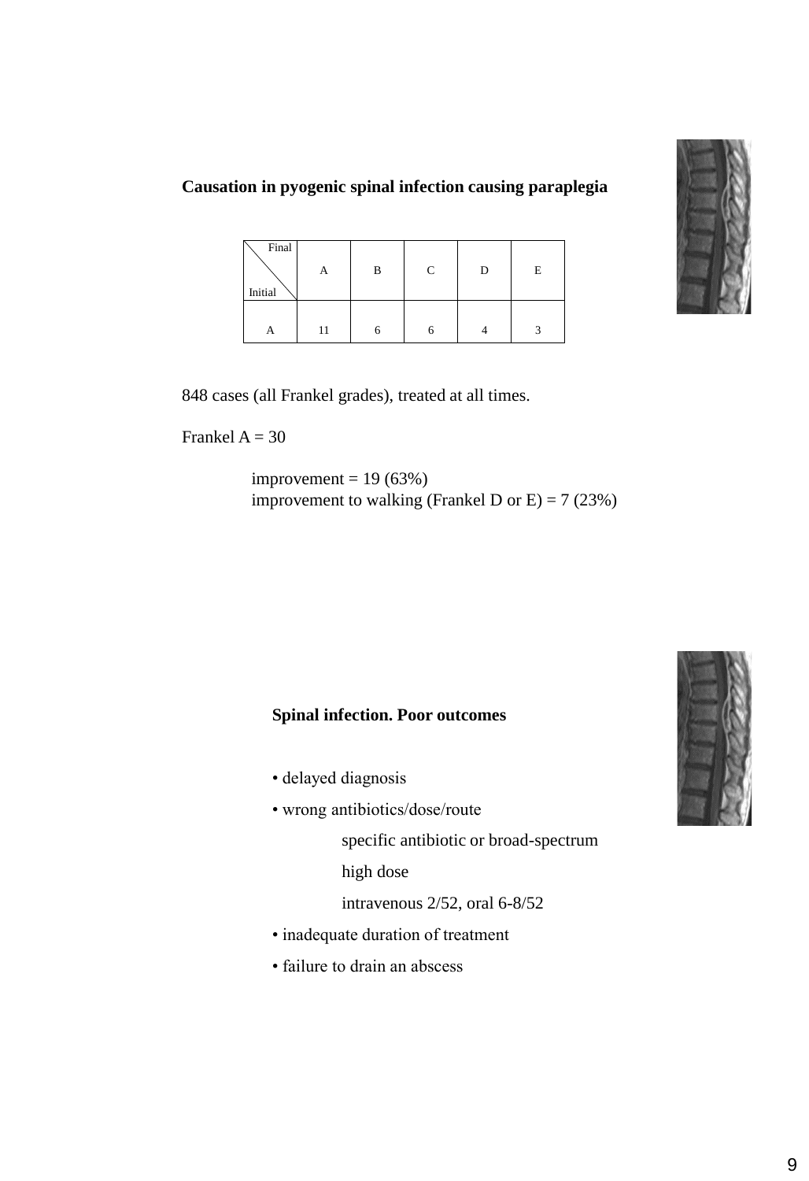**Causation in pyogenic spinal infection causing paraplegia**

| Initial \ Final | A | B | C | D | E |
|---|---|---|---|---|---|
| A | 11 | 6 | 6 | 4 | 3 |

848 cases (all Frankel grades), treated at all times.

Frankel A = 30

improvement = 19 (63%)
improvement to walking (Frankel D or E) = 7 (23%)

**Spinal infection. Poor outcomes**

- delayed diagnosis
- wrong antibiotics/dose/route
  - specific antibiotic or broad-spectrum
  - high dose
  - intravenous 2/52, oral 6-8/52
- inadequate duration of treatment
- failure to drain an abscess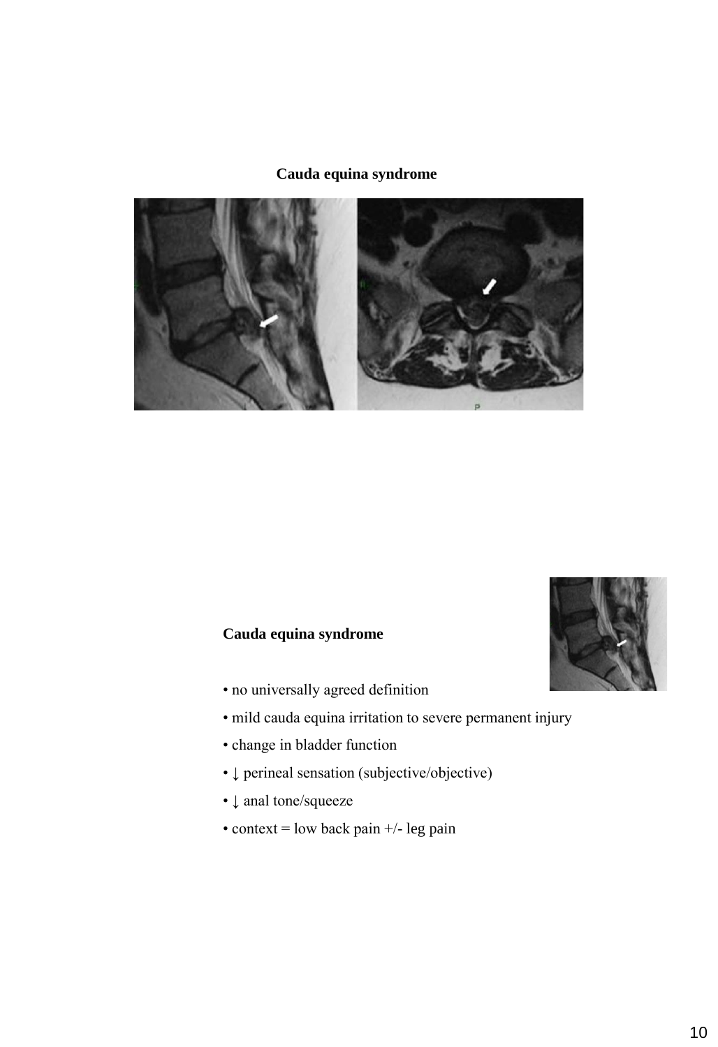**Cauda equina syndrome**

**Cauda equina syndrome**

- no universally agreed definition
- mild cauda equina irritation to severe permanent injury
- change in bladder function
- ↓ perineal sensation (subjective/objective)
- ↓ anal tone/squeeze
- context = low back pain +/- leg pain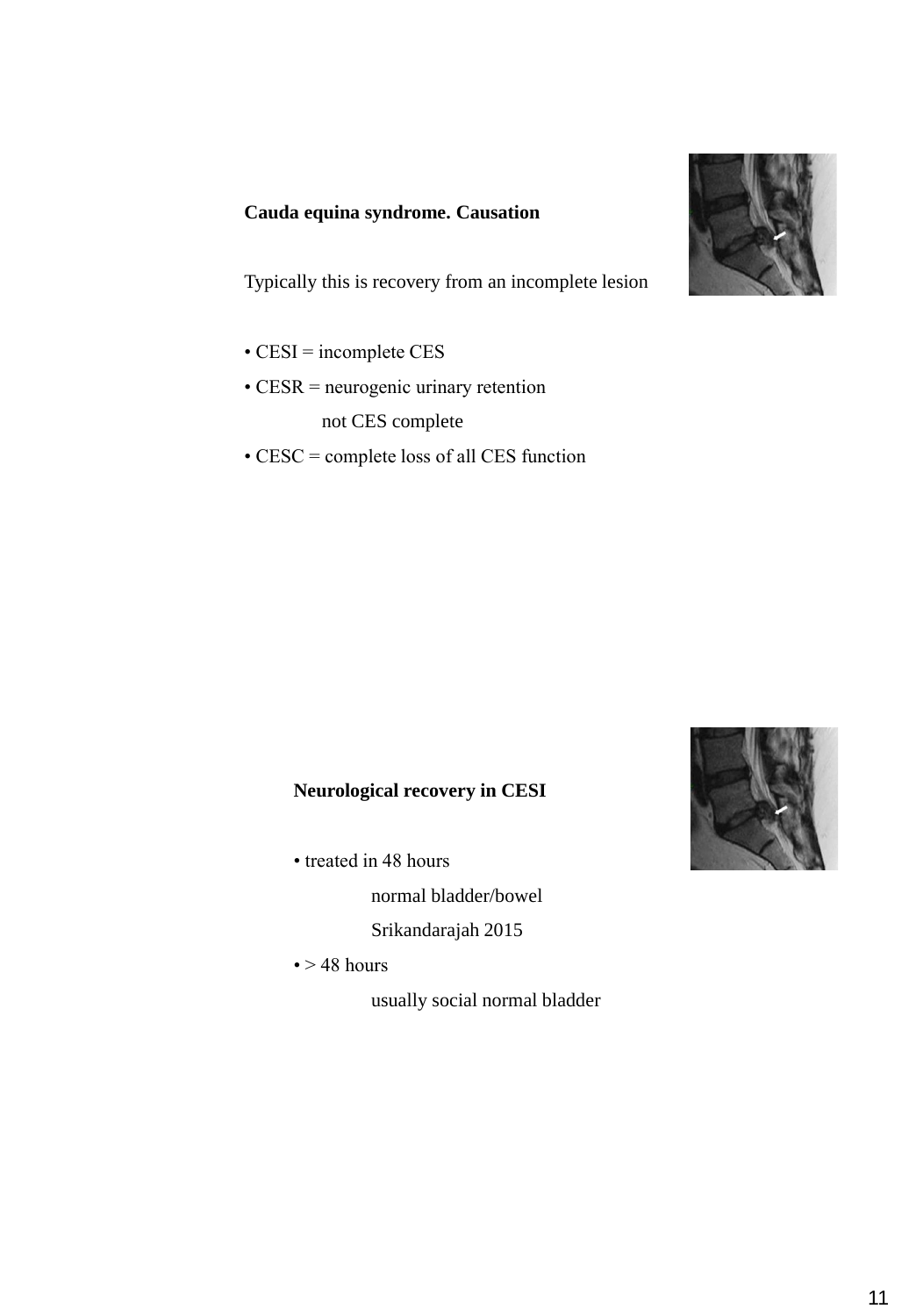**Cauda equina syndrome. Causation**

Typically this is recovery from an incomplete lesion

- CESI = incomplete CES
- CESR = neurogenic urinary retention
  not CES complete
- CESC = complete loss of all CES function

**Neurological recovery in CESI**

- treated in 48 hours
  normal bladder/bowel
  Srikandarajah 2015
- > 48 hours
  usually social normal bladder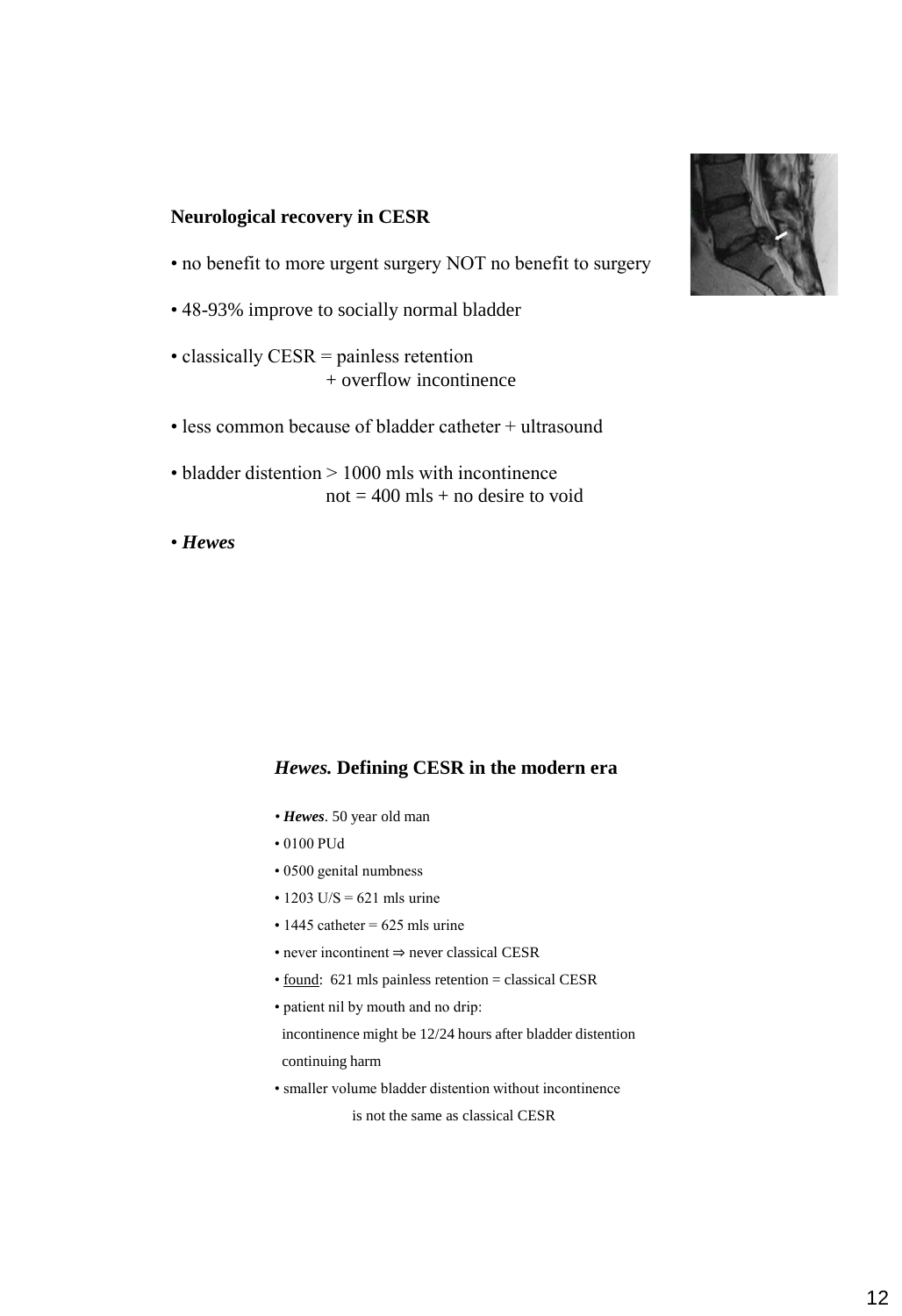**Neurological recovery in CESR**

- no benefit to more urgent surgery NOT no benefit to surgery
- 48-93% improve to socially normal bladder
- classically CESR = painless retention
  + overflow incontinence
- less common because of bladder catheter + ultrasound
- bladder distention > 1000 mls with incontinence
  not = 400 mls + no desire to void
- ***Hewes***

***Hewes.* Defining CESR in the modern era**

- ***Hewes***. 50 year old man
- 0100 PUd
- 0500 genital numbness
- 1203 U/S = 621 mls urine
- 1445 catheter = 625 mls urine
- never incontinent ⇒ never classical CESR
- <u>found</u>: 621 mls painless retention = classical CESR
- patient nil by mouth and no drip:
  incontinence might be 12/24 hours after bladder distention
  continuing harm
- smaller volume bladder distention without incontinence
  is not the same as classical CESR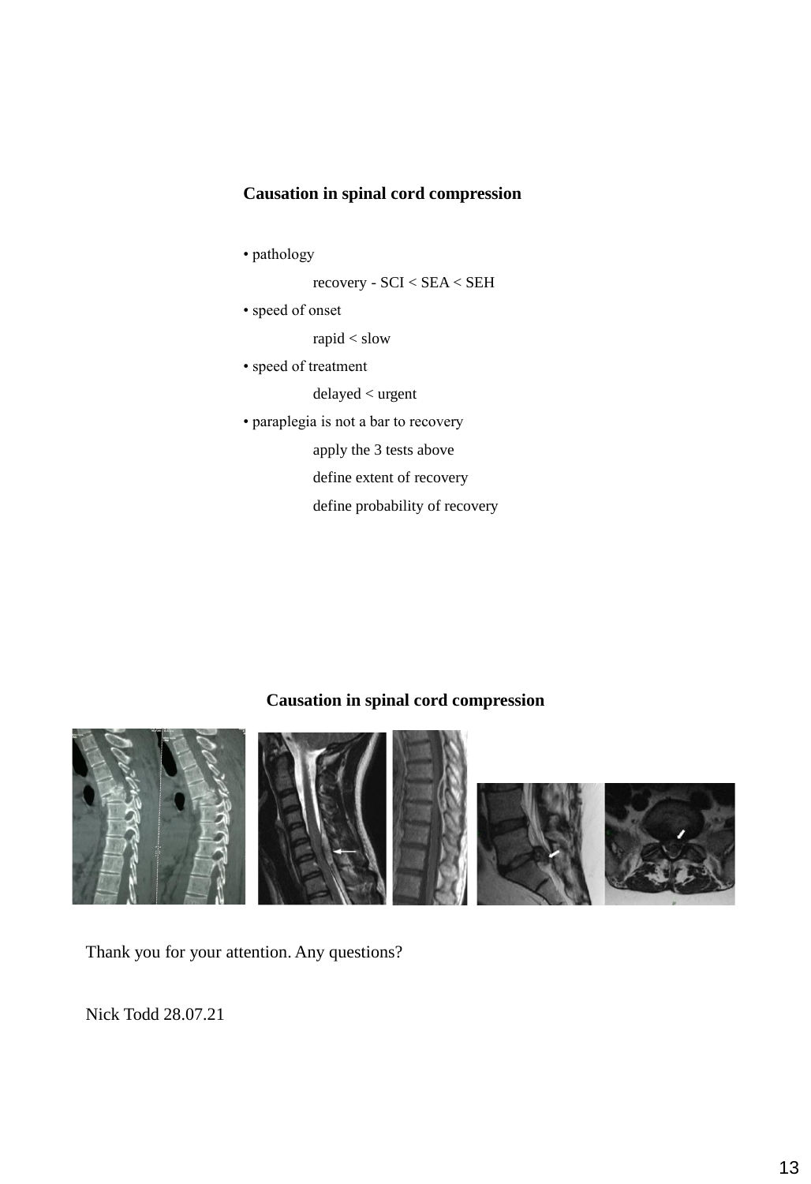## Causation in spinal cord compression

- pathology
  - recovery - SCI < SEA < SEH
- speed of onset
  - rapid < slow
- speed of treatment
  - delayed < urgent
- paraplegia is not a bar to recovery
  - apply the 3 tests above
  - define extent of recovery
  - define probability of recovery

## Causation in spinal cord compression

Thank you for your attention. Any questions?

Nick Todd 28.07.21